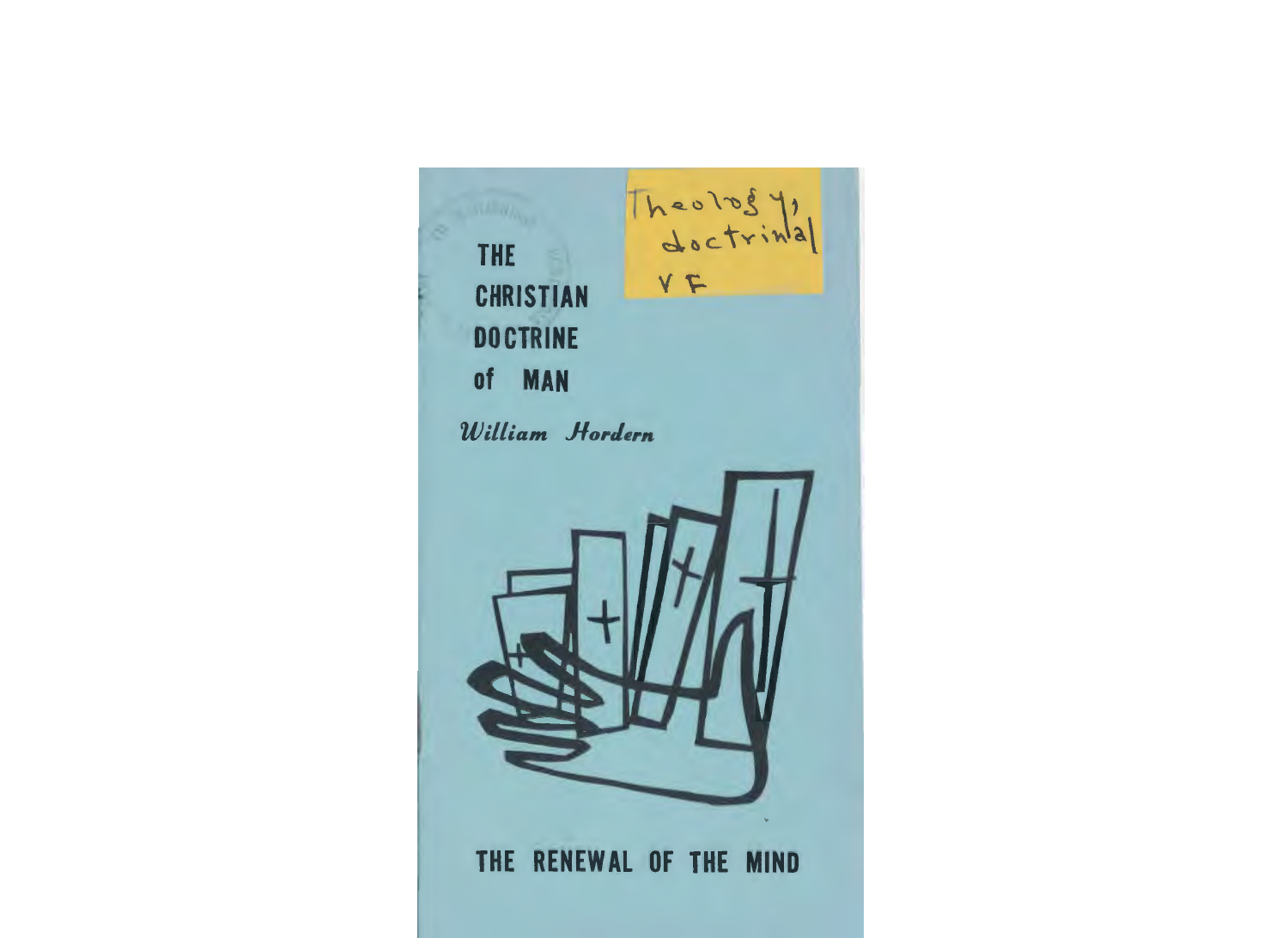Theology, doctrinal VF

# THE CHRISTIAN DOCTRINE of MAN

*William Hordern*

THE RENEWAL OF THE MIND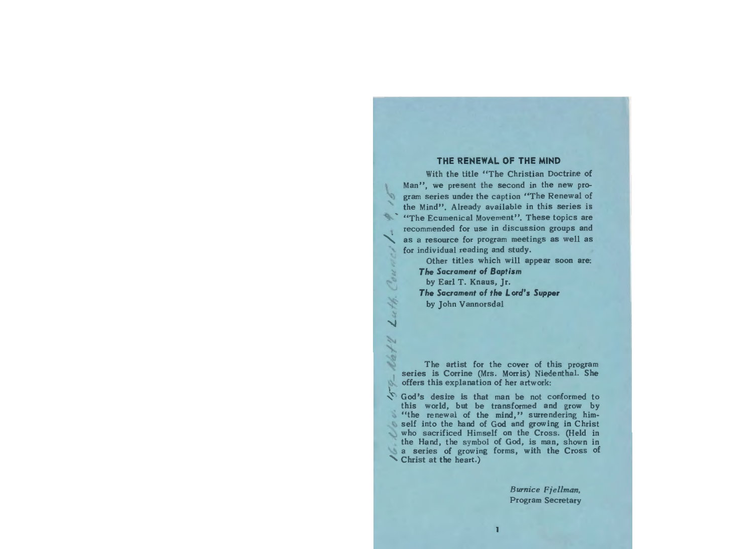## THE RENEWAL OF THE MIND

With the title "The Christian Doctrine of Man", we present the second in the new program series under the caption "The Renewal of the Mind". Already available in this series is "The Ecumenical Movement". These topics are recommended for use in discussion groups and as a resource for program meetings as well as for individual reading and study.

Other titles which will appear soon are:

***The Sacrament of Baptism***
by Earl T. Knaus, Jr.

***The Sacrament of the Lord's Supper***
by John Vannorsdal

The artist for the cover of this program series is Corrine (Mrs. Morris) Niedenthal. She offers this explanation of her artwork:

God's desire is that man be not conformed to this world, but be transformed and grow by "the renewal of the mind," surrendering himself into the hand of God and growing in Christ who sacrificed Himself on the Cross. (Held in the Hand, the symbol of God, is man, shown in a series of growing forms, with the Cross of Christ at the heart.)

*Burnice Fjellman,*
Program Secretary

16. Nov. 1959 Nat'l Luth. Council #15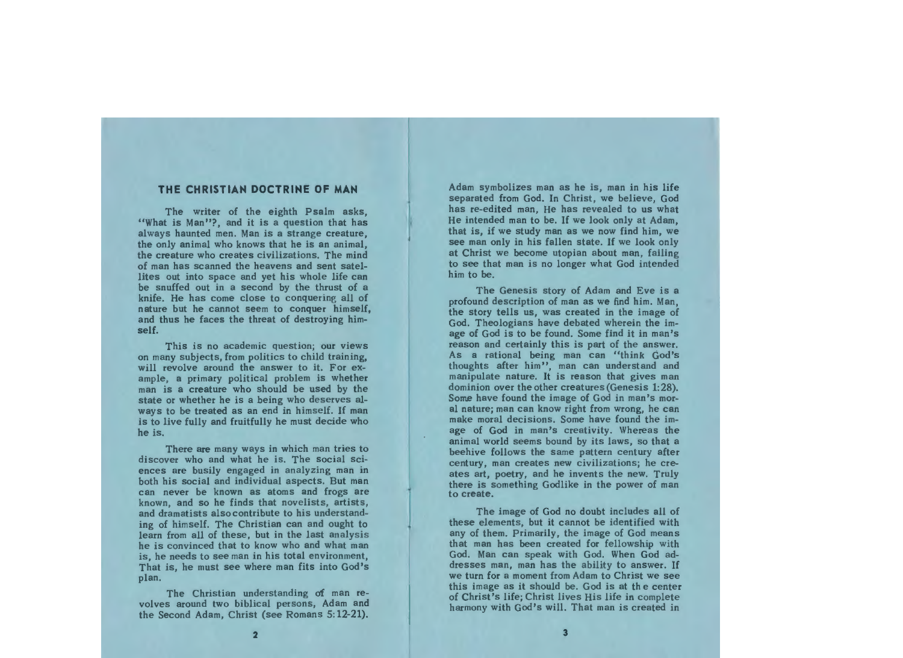## THE CHRISTIAN DOCTRINE OF MAN

The writer of the eighth Psalm asks, "What is Man"?, and it is a question that has always haunted men. Man is a strange creature, the only animal who knows that he is an animal, the creature who creates civilizations. The mind of man has scanned the heavens and sent satellites out into space and yet his whole life can be snuffed out in a second by the thrust of a knife. He has come close to conquering all of nature but he cannot seem to conquer himself, and thus he faces the threat of destroying himself.

This is no academic question; our views on many subjects, from politics to child training, will revolve around the answer to it. For example, a primary political problem is whether man is a creature who should be used by the state or whether he is a being who deserves always to be treated as an end in himself. If man is to live fully and fruitfully he must decide who he is.

There are many ways in which man tries to discover who and what he is. The social sciences are busily engaged in analyzing man in both his social and individual aspects. But man can never be known as atoms and frogs are known, and so he finds that novelists, artists, and dramatists also contribute to his understanding of himself. The Christian can and ought to learn from all of these, but in the last analysis he is convinced that to know who and what man is, he needs to see man in his total environment, That is, he must see where man fits into God's plan.

The Christian understanding of man revolves around two biblical persons, Adam and the Second Adam, Christ (see Romans 5:12-21). Adam symbolizes man as he is, man in his life separated from God. In Christ, we believe, God has re-edited man, He has revealed to us what He intended man to be. If we look only at Adam, that is, if we study man as we now find him, we see man only in his fallen state. If we look only at Christ we become utopian about man, failing to see that man is no longer what God intended him to be.

The Genesis story of Adam and Eve is a profound description of man as we find him. Man, the story tells us, was created in the image of God. Theologians have debated wherein the image of God is to be found. Some find it in man's reason and certainly this is part of the answer. As a rational being man can "think God's thoughts after him", man can understand and manipulate nature. It is reason that gives man dominion over the other creatures (Genesis 1:28). Some have found the image of God in man's moral nature; man can know right from wrong, he can make moral decisions. Some have found the image of God in man's creativity. Whereas the animal world seems bound by its laws, so that a beehive follows the same pattern century after century, man creates new civilizations; he creates art, poetry, and he invents the new. Truly there is something Godlike in the power of man to create.

The image of God no doubt includes all of these elements, but it cannot be identified with any of them. Primarily, the image of God means that man has been created for fellowship with God. Man can speak with God. When God addresses man, man has the ability to answer. If we turn for a moment from Adam to Christ we see this image as it should be. God is at the center of Christ's life; Christ lives His life in complete harmony with God's will. That man is created in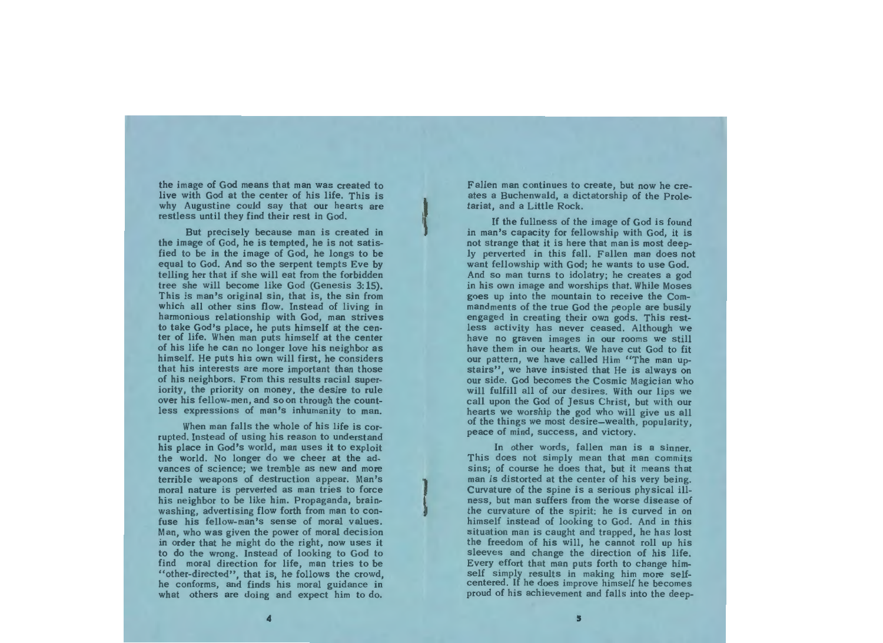the image of God means that man was created to live with God at the center of his life. This is why Augustine could say that our hearts are restless until they find their rest in God.

But precisely because man is created in the image of God, he is tempted, he is not satisfied to be in the image of God, he longs to be equal to God. And so the serpent tempts Eve by telling her that if she will eat from the forbidden tree she will become like God (Genesis 3:15). This is man's original sin, that is, the sin from which all other sins flow. Instead of living in harmonious relationship with God, man strives to take God's place, he puts himself at the center of life. When man puts himself at the center of his life he can no longer love his neighbor as himself. He puts his own will first, he considers that his interests are more important than those of his neighbors. From this results racial superiority, the priority on money, the desire to rule over his fellow-men, and so on through the countless expressions of man's inhumanity to man.

When man falls the whole of his life is corrupted. Instead of using his reason to understand his place in God's world, man uses it to exploit the world. No longer do we cheer at the advances of science; we tremble as new and more terrible weapons of destruction appear. Man's moral nature is perverted as man tries to force his neighbor to be like him. Propaganda, brainwashing, advertising flow forth from man to confuse his fellow-man's sense of moral values. Man, who was given the power of moral decision in order that he might do the right, now uses it to do the wrong. Instead of looking to God to find moral direction for life, man tries to be "other-directed", that is, he follows the crowd, he conforms, and finds his moral guidance in what others are doing and expect him to do. Fallen man continues to create, but now he creates a Buchenwald, a dictatorship of the Proletariat, and a Little Rock.

If the fullness of the image of God is found in man's capacity for fellowship with God, it is not strange that it is here that man is most deeply perverted in this fall. Fallen man does not want fellowship with God; he wants to use God. And so man turns to idolatry; he creates a god in his own image and worships that. While Moses goes up into the mountain to receive the Commandments of the true God the people are busily engaged in creating their own gods. This restless activity has never ceased. Although we have no graven images in our rooms we still have them in our hearts. We have cut God to fit our pattern, we have called Him "The man upstairs", we have insisted that He is always on our side. God becomes the Cosmic Magician who will fulfill all of our desires. With our lips we call upon the God of Jesus Christ, but with our hearts we worship the god who will give us all of the things we most desire—wealth, popularity, peace of mind, success, and victory.

In other words, fallen man is a sinner. This does not simply mean that man commits sins; of course he does that, but it means that man is distorted at the center of his very being. Curvature of the spine is a serious physical illness, but man suffers from the worse disease of the curvature of the spirit: he is curved in on himself instead of looking to God. And in this situation man is caught and trapped, he has lost the freedom of his will, he cannot roll up his sleeves and change the direction of his life. Every effort that man puts forth to change himself simply results in making him more self-centered. If he does improve himself he becomes proud of his achievement and falls into the deep-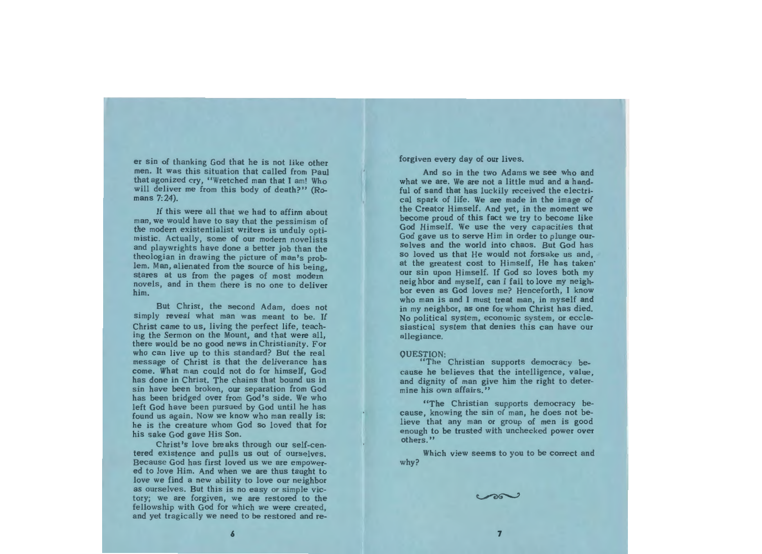er sin of thanking God that he is not like other men. It was this situation that called from Paul that agonized cry, "Wretched man that I am! Who will deliver me from this body of death?" (Romans 7:24).

If this were all that we had to affirm about man, we would have to say that the pessimism of the modern existentialist writers is unduly optimistic. Actually, some of our modern novelists and playwrights have done a better job than the theologian in drawing the picture of man's problem. Man, alienated from the source of his being, stares at us from the pages of most modern novels, and in them there is no one to deliver him.

But Christ, the second Adam, does not simply reveal what man was meant to be. If Christ came to us, living the perfect life, teaching the Sermon on the Mount, and that were all, there would be no good news in Christianity. For who can live up to this standard? But the real message of Christ is that the deliverance has come. What man could not do for himself, God has done in Christ. The chains that bound us in sin have been broken, our separation from God has been bridged over from God's side. We who left God have been pursued by God until he has found us again. Now we know who man really is: he is the creature whom God so loved that for his sake God gave His Son.

Christ's love breaks through our self-centered existence and pulls us out of ourselves. Because God has first loved us we are empowered to love Him. And when we are thus taught to love we find a new ability to love our neighbor as ourselves. But this is no easy or simple victory; we are forgiven, we are restored to the fellowship with God for which we were created, and yet tragically we need to be restored and reforgiven every day of our lives.

And so in the two Adams we see who and what we are. We are not a little mud and a handful of sand that has luckily received the electrical spark of life. We are made in the image of the Creator Himself. And yet, in the moment we become proud of this fact we try to become like God Himself. We use the very capacities that God gave us to serve Him in order to plunge ourselves and the world into chaos. But God has so loved us that He would not forsake us and, at the greatest cost to Himself, He has taken our sin upon Himself. If God so loves both my neighbor and myself, can I fail to love my neighbor even as God loves me? Henceforth, I know who man is and I must treat man, in myself and in my neighbor, as one for whom Christ has died. No political system, economic system, or ecclesiastical system that denies this can have our allegiance.

QUESTION:

"The Christian supports democracy because he believes that the intelligence, value, and dignity of man give him the right to determine his own affairs."

"The Christian supports democracy because, knowing the sin of man, he does not believe that any man or group of men is good enough to be trusted with unchecked power over others."

Which view seems to you to be correct and why?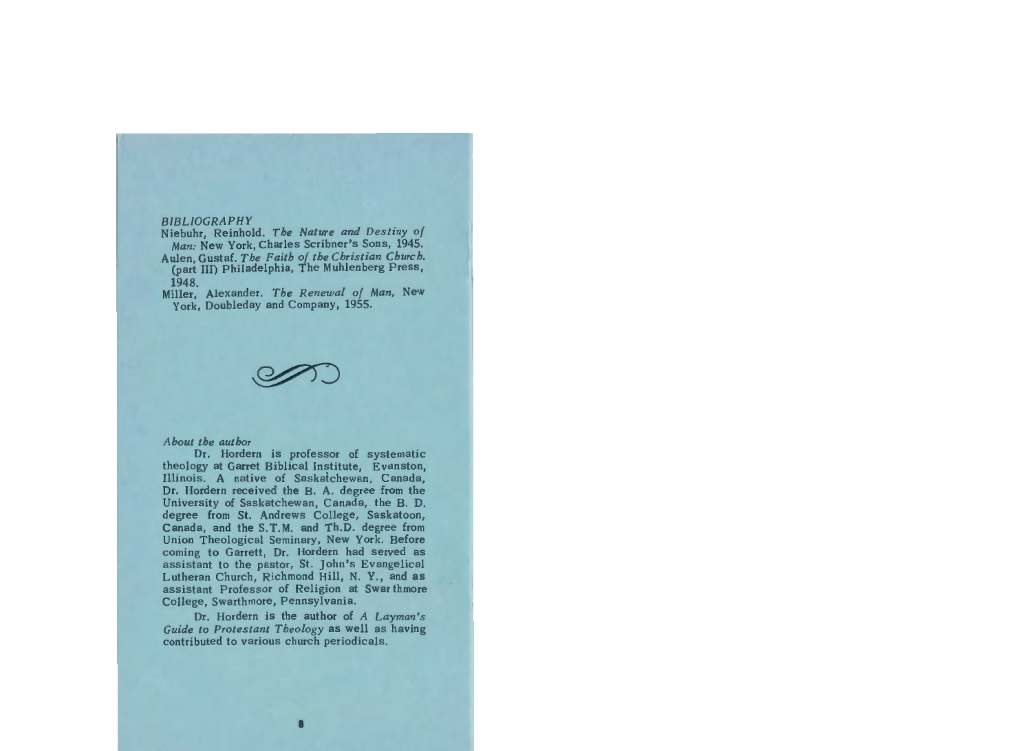*BIBLIOGRAPHY*

Niebuhr, Reinhold. *The Nature and Destiny of Man:* New York, Charles Scribner's Sons, 1945.

Aulen, Gustaf. *The Faith of the Christian Church.* (part III) Philadelphia, The Muhlenberg Press, 1948.

Miller, Alexander. *The Renewal of Man,* New York, Doubleday and Company, 1955.

*About the author*

Dr. Hordern is professor of systematic theology at Garret Biblical Institute, Evanston, Illinois. A native of Saskatchewan, Canada, Dr. Hordern received the B. A. degree from the University of Saskatchewan, Canada, the B. D. degree from St. Andrews College, Saskatoon, Canada, and the S.T.M. and Th.D. degree from Union Theological Seminary, New York. Before coming to Garrett, Dr. Hordern had served as assistant to the pastor, St. John's Evangelical Lutheran Church, Richmond Hill, N. Y., and as assistant Professor of Religion at Swarthmore College, Swarthmore, Pennsylvania.

Dr. Hordern is the author of *A Layman's Guide to Protestant Theology* as well as having contributed to various church periodicals.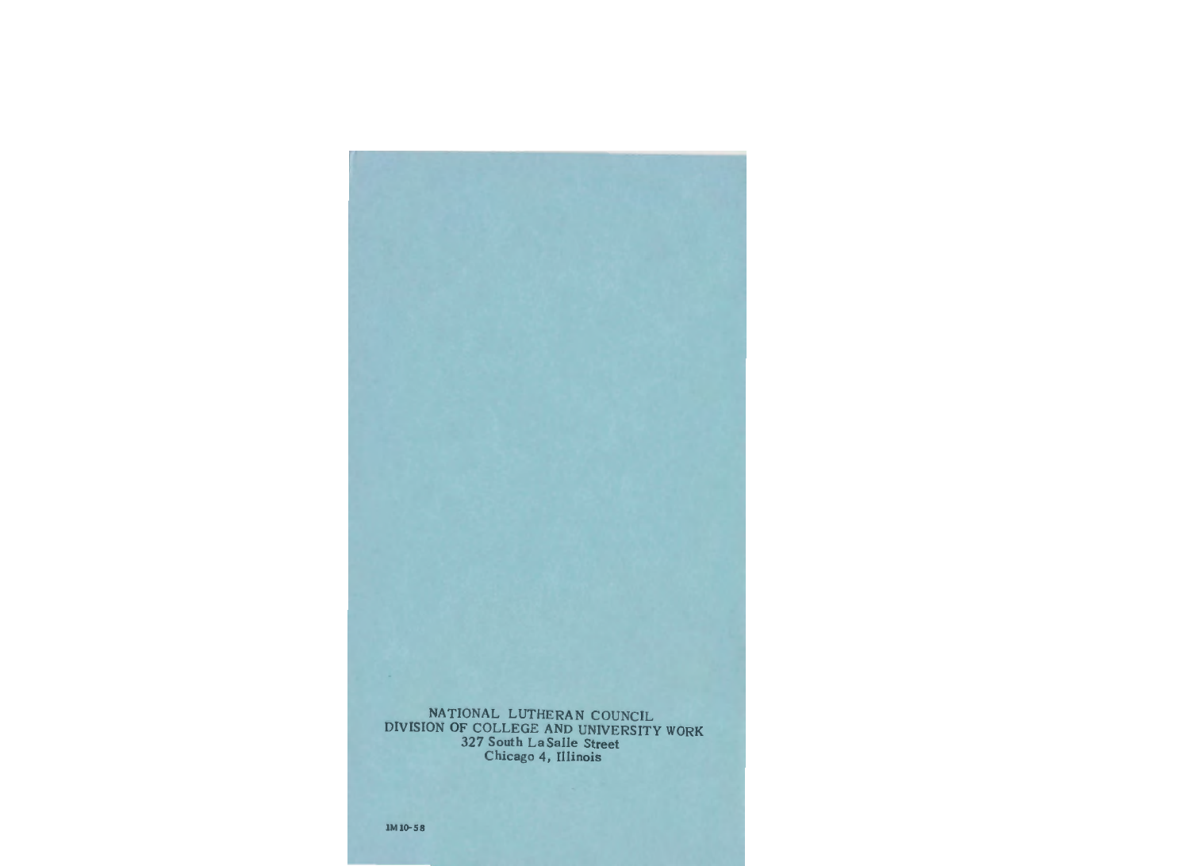NATIONAL LUTHERAN COUNCIL
DIVISION OF COLLEGE AND UNIVERSITY WORK
327 South LaSalle Street
Chicago 4, Illinois

1M 10-58